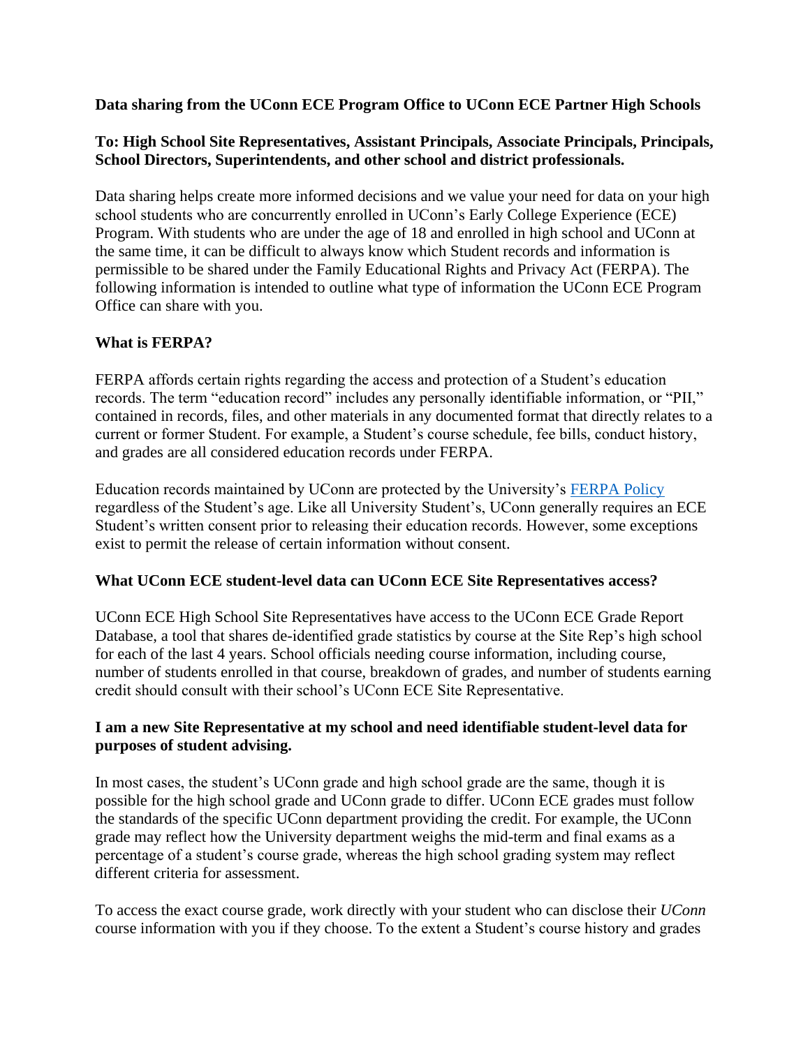**Data sharing from the UConn ECE Program Office to UConn ECE Partner High Schools**

**To: High School Site Representatives, Assistant Principals, Associate Principals, Principals, School Directors, Superintendents, and other school and district professionals.**

Data sharing helps create more informed decisions and we value your need for data on your high school students who are concurrently enrolled in UConn's Early College Experience (ECE) Program. With students who are under the age of 18 and enrolled in high school and UConn at the same time, it can be difficult to always know which Student records and information is permissible to be shared under the Family Educational Rights and Privacy Act (FERPA). The following information is intended to outline what type of information the UConn ECE Program Office can share with you.

**What is FERPA?**

FERPA affords certain rights regarding the access and protection of a Student's education records. The term "education record" includes any personally identifiable information, or "PII," contained in records, files, and other materials in any documented format that directly relates to a current or former Student. For example, a Student's course schedule, fee bills, conduct history, and grades are all considered education records under FERPA.

Education records maintained by UConn are protected by the University's FERPA Policy regardless of the Student's age. Like all University Student's, UConn generally requires an ECE Student's written consent prior to releasing their education records. However, some exceptions exist to permit the release of certain information without consent.

**What UConn ECE student-level data can UConn ECE Site Representatives access?**

UConn ECE High School Site Representatives have access to the UConn ECE Grade Report Database, a tool that shares de-identified grade statistics by course at the Site Rep's high school for each of the last 4 years. School officials needing course information, including course, number of students enrolled in that course, breakdown of grades, and number of students earning credit should consult with their school's UConn ECE Site Representative.

**I am a new Site Representative at my school and need identifiable student-level data for purposes of student advising.**

In most cases, the student's UConn grade and high school grade are the same, though it is possible for the high school grade and UConn grade to differ. UConn ECE grades must follow the standards of the specific UConn department providing the credit. For example, the UConn grade may reflect how the University department weighs the mid-term and final exams as a percentage of a student's course grade, whereas the high school grading system may reflect different criteria for assessment.

To access the exact course grade, work directly with your student who can disclose their *UConn* course information with you if they choose. To the extent a Student's course history and grades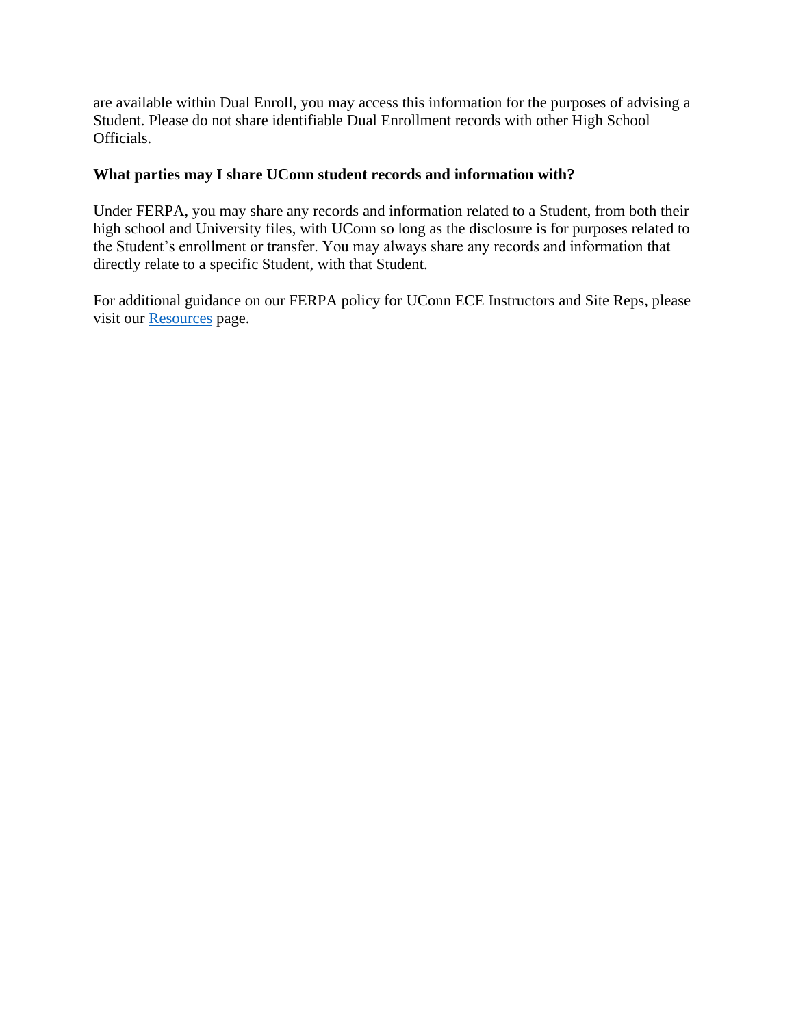are available within Dual Enroll, you may access this information for the purposes of advising a Student. Please do not share identifiable Dual Enrollment records with other High School Officials.

**What parties may I share UConn student records and information with?**

Under FERPA, you may share any records and information related to a Student, from both their high school and University files, with UConn so long as the disclosure is for purposes related to the Student's enrollment or transfer. You may always share any records and information that directly relate to a specific Student, with that Student.

For additional guidance on our FERPA policy for UConn ECE Instructors and Site Reps, please visit our [Resources] page.